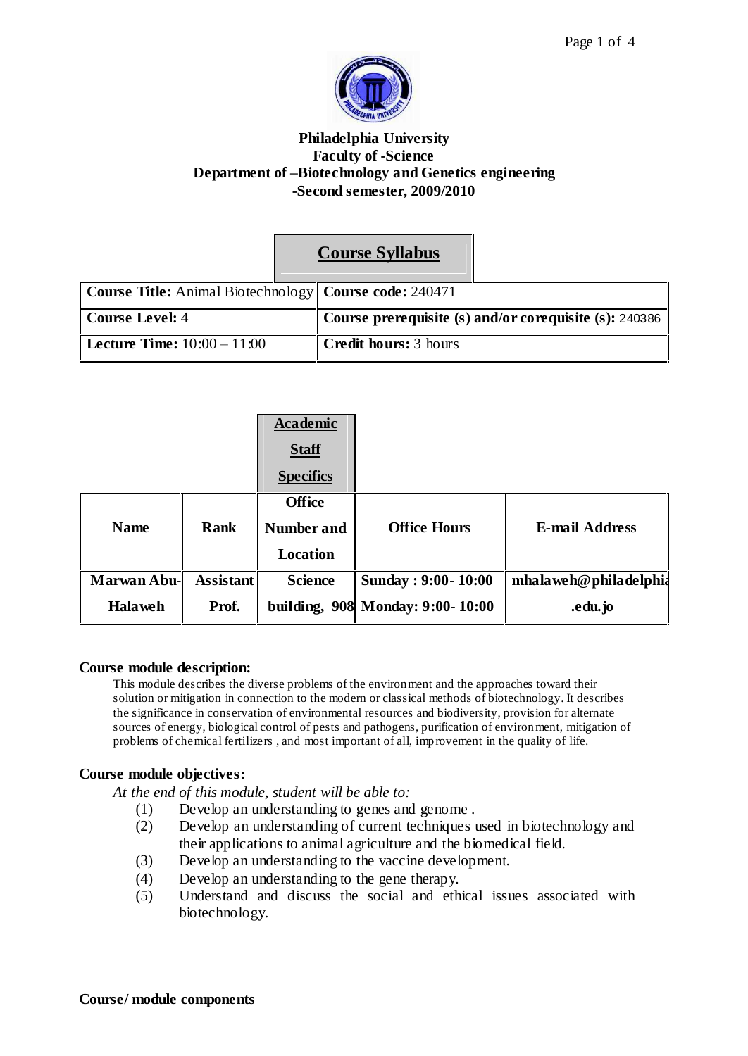**Philadelphia University**
**Faculty of -Science**
**Department of –Biotechnology and Genetics engineering**
**-Second semester, 2009/2010**

## Course Syllabus

| **Course Title:** Animal Biotechnology | **Course code:** 240471 |
|---|---|
| **Course Level:** 4 | **Course prerequisite (s) and/or corequisite (s):** 240386 |
| **Lecture Time:** 10:00 – 11:00 | **Credit hours:** 3 hours |

## Academic Staff Specifics

| Name | Rank | Office Number and Location | Office Hours | E-mail Address |
|---|---|---|---|---|
| **Marwan Abu-Halaweh** | **Assistant Prof.** | **Science building, 908** | **Sunday : 9:00- 10:00**<br>**Monday: 9:00- 10:00** | **mhalaweh@philadelphia.edu.jo** |

### Course module description:

This module describes the diverse problems of the environment and the approaches toward their solution or mitigation in connection to the modern or classical methods of biotechnology. It describes the significance in conservation of environmental resources and biodiversity, provision for alternate sources of energy, biological control of pests and pathogens, purification of environment, mitigation of problems of chemical fertilizers , and most important of all, improvement in the quality of life.

### Course module objectives:

*At the end of this module, student will be able to:*

(1) Develop an understanding to genes and genome .
(2) Develop an understanding of current techniques used in biotechnology and their applications to animal agriculture and the biomedical field.
(3) Develop an understanding to the vaccine development.
(4) Develop an understanding to the gene therapy.
(5) Understand and discuss the social and ethical issues associated with biotechnology.

### Course/ module components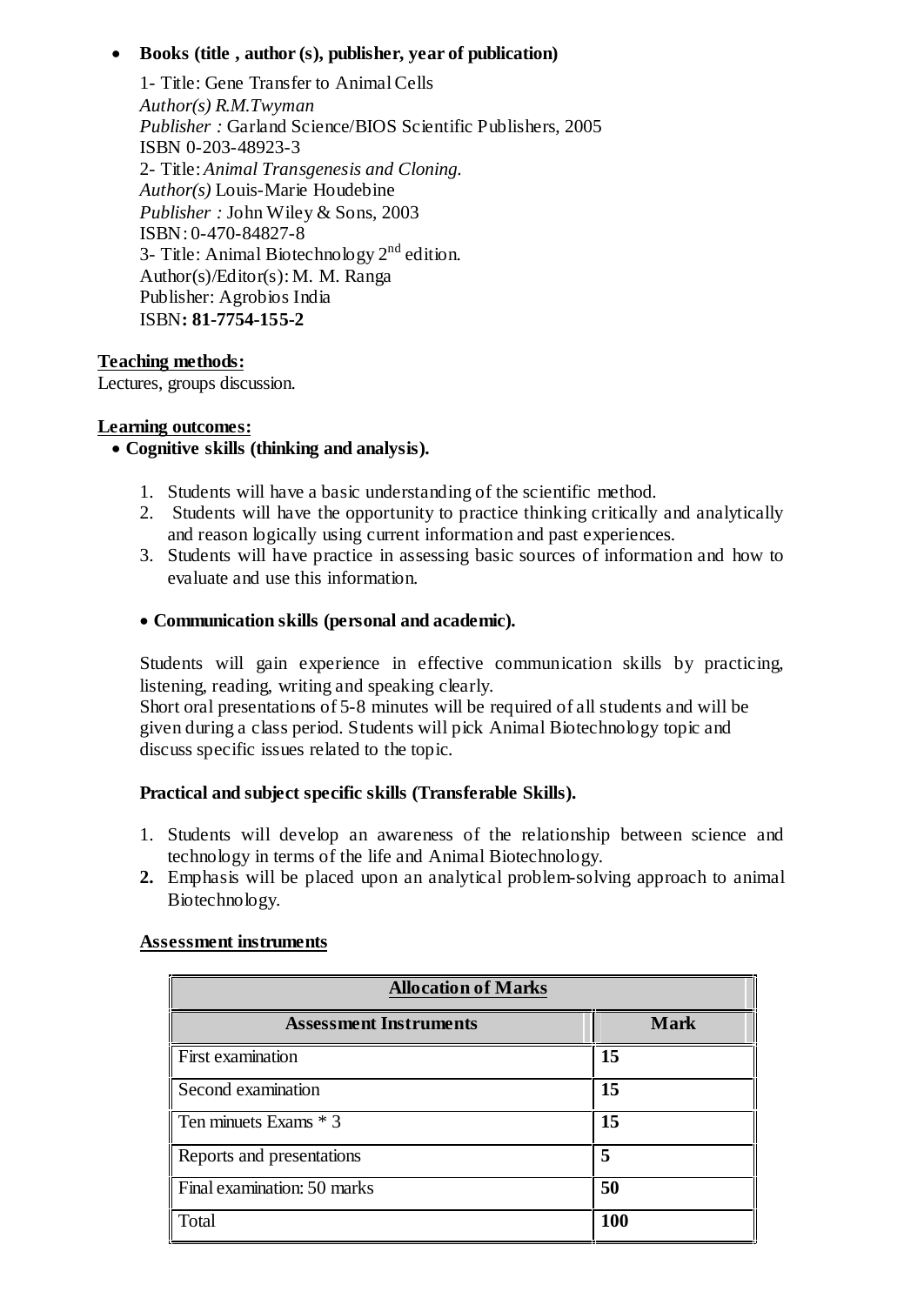- **Books (title , author (s), publisher, year of publication)**

  1- Title: Gene Transfer to Animal Cells
  *Author(s) R.M.Twyman*
  *Publisher :* Garland Science/BIOS Scientific Publishers, 2005
  ISBN 0-203-48923-3
  2- Title: *Animal Transgenesis and Cloning.*
  *Author(s)* Louis-Marie Houdebine
  *Publisher :* John Wiley & Sons, 2003
  ISBN: 0-470-84827-8
  3- Title: Animal Biotechnology 2nd edition.
  Author(s)/Editor(s): M. M. Ranga
  Publisher: Agrobios India
  ISBN**: 81-7754-155-2**

**Teaching methods:**

Lectures, groups discussion.

**Learning outcomes:**

- **Cognitive skills (thinking and analysis).**

1. Students will have a basic understanding of the scientific method.
2. Students will have the opportunity to practice thinking critically and analytically and reason logically using current information and past experiences.
3. Students will have practice in assessing basic sources of information and how to evaluate and use this information.

- **Communication skills (personal and academic).**

Students will gain experience in effective communication skills by practicing, listening, reading, writing and speaking clearly.
Short oral presentations of 5-8 minutes will be required of all students and will be given during a class period. Students will pick Animal Biotechnology topic and discuss specific issues related to the topic.

**Practical and subject specific skills (Transferable Skills).**

1. Students will develop an awareness of the relationship between science and technology in terms of the life and Animal Biotechnology.
2. Emphasis will be placed upon an analytical problem-solving approach to animal Biotechnology.

**Assessment instruments**

| **Allocation of Marks** | |
|---|---|
| **Assessment Instruments** | **Mark** |
| First examination | **15** |
| Second examination | **15** |
| Ten minuets Exams * 3 | **15** |
| Reports and presentations | **5** |
| Final examination: 50 marks | **50** |
| Total | **100** |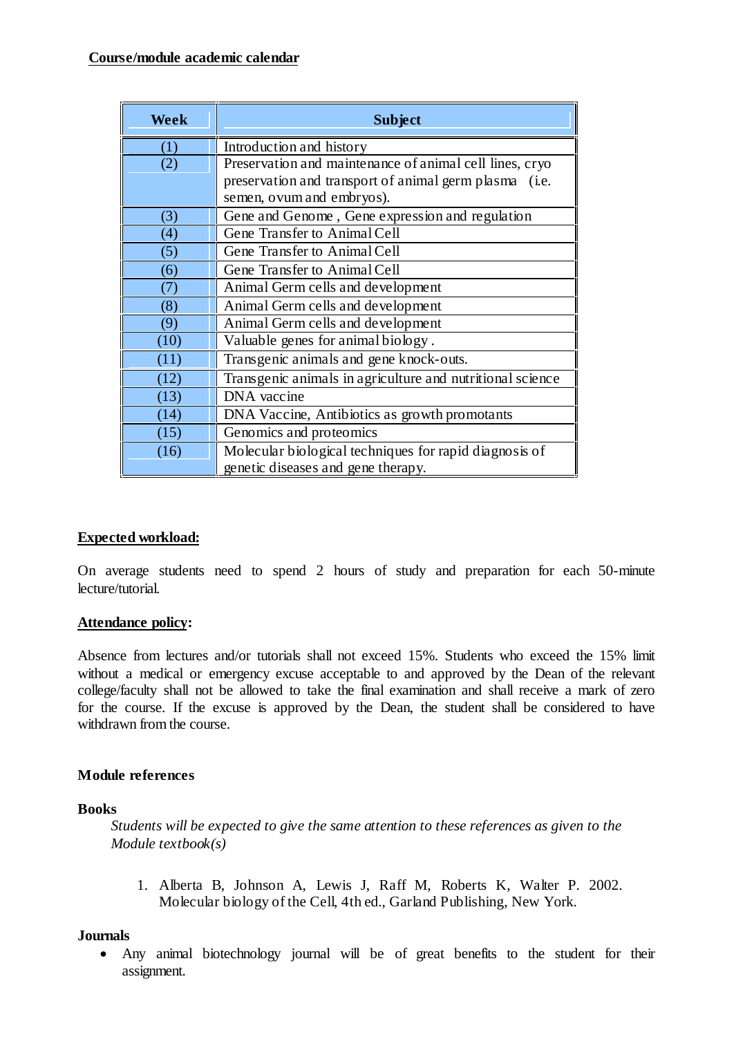**Course/module academic calendar**

| Week | Subject |
|---|---|
| (1) | Introduction and history |
| (2) | Preservation and maintenance of animal cell lines, cryo preservation and transport of animal germ plasma (i.e. semen, ovum and embryos). |
| (3) | Gene and Genome , Gene expression and regulation |
| (4) | Gene Transfer to Animal Cell |
| (5) | Gene Transfer to Animal Cell |
| (6) | Gene Transfer to Animal Cell |
| (7) | Animal Germ cells and development |
| (8) | Animal Germ cells and development |
| (9) | Animal Germ cells and development |
| (10) | Valuable genes for animal biology . |
| (11) | Transgenic animals and gene knock-outs. |
| (12) | Transgenic animals in agriculture and nutritional science |
| (13) | DNA vaccine |
| (14) | DNA Vaccine, Antibiotics as growth promotants |
| (15) | Genomics and proteomics |
| (16) | Molecular biological techniques for rapid diagnosis of genetic diseases and gene therapy. |

**Expected workload:**

On average students need to spend 2 hours of study and preparation for each 50-minute lecture/tutorial.

**Attendance policy:**

Absence from lectures and/or tutorials shall not exceed 15%. Students who exceed the 15% limit without a medical or emergency excuse acceptable to and approved by the Dean of the relevant college/faculty shall not be allowed to take the final examination and shall receive a mark of zero for the course. If the excuse is approved by the Dean, the student shall be considered to have withdrawn from the course.

**Module references**

**Books**

*Students will be expected to give the same attention to these references as given to the Module textbook(s)*

1. Alberta B, Johnson A, Lewis J, Raff M, Roberts K, Walter P. 2002. Molecular biology of the Cell, 4th ed., Garland Publishing, New York.

**Journals**

- Any animal biotechnology journal will be of great benefits to the student for their assignment.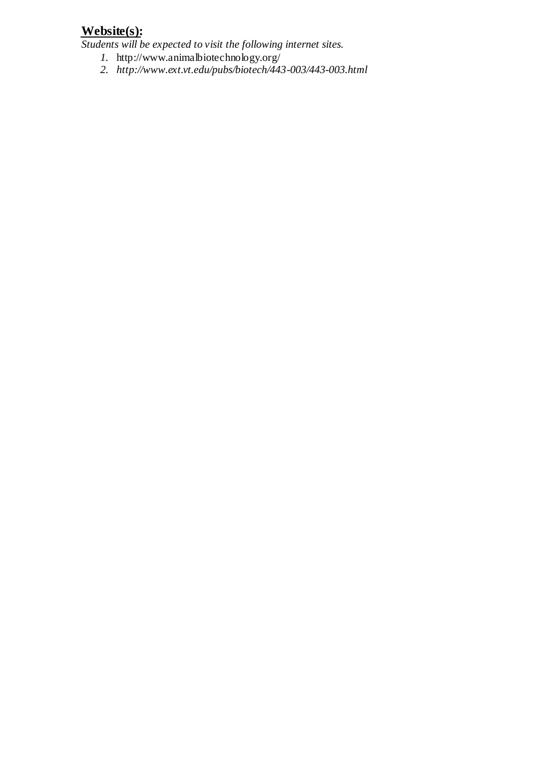**<u>Website(s):</u>**

*Students will be expected to visit the following internet sites.*

1. http://www.animalbiotechnology.org/
2. *http://www.ext.vt.edu/pubs/biotech/443-003/443-003.html*